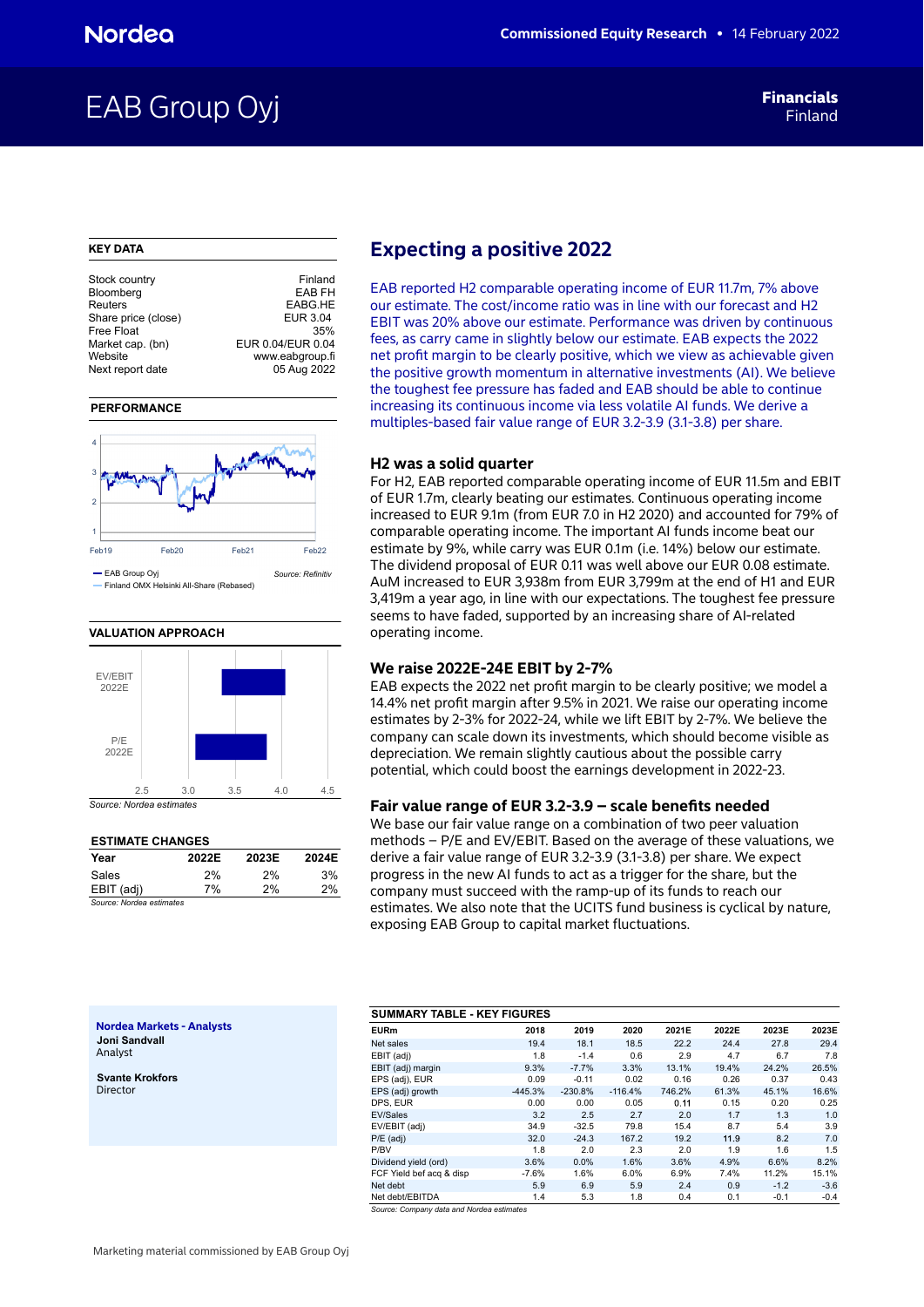Nordea

Commissioned Equity Research • 14 February 2022

# EAB Group Oyj

**Financials**
Finland

## KEY DATA

| | |
|---|---|
| Stock country | Finland |
| Bloomberg | EAB FH |
| Reuters | EABG.HE |
| Share price (close) | EUR 3.04 |
| Free Float | 35% |
| Market cap. (bn) | EUR 0.04/EUR 0.04 |
| Website | www.eabgroup.fi |
| Next report date | 05 Aug 2022 |

## PERFORMANCE

— EAB Group Oyj
— Finland OMX Helsinki All-Share (Rebased)

*Source: Refinitiv*

## VALUATION APPROACH

EV/EBIT 2022E
P/E 2022E

*Source: Nordea estimates*

## ESTIMATE CHANGES

| Year | 2022E | 2023E | 2024E |
|---|---|---|---|
| Sales | 2% | 2% | 3% |
| EBIT (adj) | 7% | 2% | 2% |

*Source: Nordea estimates*

## Expecting a positive 2022

EAB reported H2 comparable operating income of EUR 11.7m, 7% above our estimate. The cost/income ratio was in line with our forecast and H2 EBIT was 20% above our estimate. Performance was driven by continuous fees, as carry came in slightly below our estimate. EAB expects the 2022 net profit margin to be clearly positive, which we view as achievable given the positive growth momentum in alternative investments (AI). We believe the toughest fee pressure has faded and EAB should be able to continue increasing its continuous income via less volatile AI funds. We derive a multiples-based fair value range of EUR 3.2-3.9 (3.1-3.8) per share.

### H2 was a solid quarter

For H2, EAB reported comparable operating income of EUR 11.5m and EBIT of EUR 1.7m, clearly beating our estimates. Continuous operating income increased to EUR 9.1m (from EUR 7.0 in H2 2020) and accounted for 79% of comparable operating income. The important AI funds income beat our estimate by 9%, while carry was EUR 0.1m (i.e. 14%) below our estimate. The dividend proposal of EUR 0.11 was well above our EUR 0.08 estimate. AuM increased to EUR 3,938m from EUR 3,799m at the end of H1 and EUR 3,419m a year ago, in line with our expectations. The toughest fee pressure seems to have faded, supported by an increasing share of AI-related operating income.

### We raise 2022E-24E EBIT by 2-7%

EAB expects the 2022 net profit margin to be clearly positive; we model a 14.4% net profit margin after 9.5% in 2021. We raise our operating income estimates by 2-3% for 2022-24, while we lift EBIT by 2-7%. We believe the company can scale down its investments, which should become visible as depreciation. We remain slightly cautious about the possible carry potential, which could boost the earnings development in 2022-23.

### Fair value range of EUR 3.2-3.9 – scale benefits needed

We base our fair value range on a combination of two peer valuation methods – P/E and EV/EBIT. Based on the average of these valuations, we derive a fair value range of EUR 3.2-3.9 (3.1-3.8) per share. We expect progress in the new AI funds to act as a trigger for the share, but the company must succeed with the ramp-up of its funds to reach our estimates. We also note that the UCITS fund business is cyclical by nature, exposing EAB Group to capital market fluctuations.

**Nordea Markets - Analysts**

**Joni Sandvall**
Analyst

**Svante Krokfors**
Director

## SUMMARY TABLE - KEY FIGURES

| EURm | 2018 | 2019 | 2020 | 2021E | 2022E | 2023E | 2023E |
|---|---|---|---|---|---|---|---|
| Net sales | 19.4 | 18.1 | 18.5 | 22.2 | 24.4 | 27.8 | 29.4 |
| EBIT (adj) | 1.8 | -1.4 | 0.6 | 2.9 | 4.7 | 6.7 | 7.8 |
| EBIT (adj) margin | 9.3% | -7.7% | 3.3% | 13.1% | 19.4% | 24.2% | 26.5% |
| EPS (adj), EUR | 0.09 | -0.11 | 0.02 | 0.16 | 0.26 | 0.37 | 0.43 |
| EPS (adj) growth | -445.3% | -230.8% | -116.4% | 746.2% | 61.3% | 45.1% | 16.6% |
| DPS, EUR | 0.00 | 0.00 | 0.05 | 0.11 | 0.15 | 0.20 | 0.25 |
| EV/Sales | 3.2 | 2.5 | 2.7 | 2.0 | 1.7 | 1.3 | 1.0 |
| EV/EBIT (adj) | 34.9 | -32.5 | 79.8 | 15.4 | 8.7 | 5.4 | 3.9 |
| P/E (adj) | 32.0 | -24.3 | 167.2 | 19.2 | 11.9 | 8.2 | 7.0 |
| P/BV | 1.8 | 2.0 | 2.3 | 2.0 | 1.9 | 1.6 | 1.5 |
| Dividend yield (ord) | 3.6% | 0.0% | 1.6% | 3.6% | 4.9% | 6.6% | 8.2% |
| FCF Yield bef acq & disp | -7.6% | 1.6% | 6.0% | 6.9% | 7.4% | 11.2% | 15.1% |
| Net debt | 5.9 | 6.9 | 5.9 | 2.4 | 0.9 | -1.2 | -3.6 |
| Net debt/EBITDA | 1.4 | 5.3 | 1.8 | 0.4 | 0.1 | -0.1 | -0.4 |

*Source: Company data and Nordea estimates*

Marketing material commissioned by EAB Group Oyj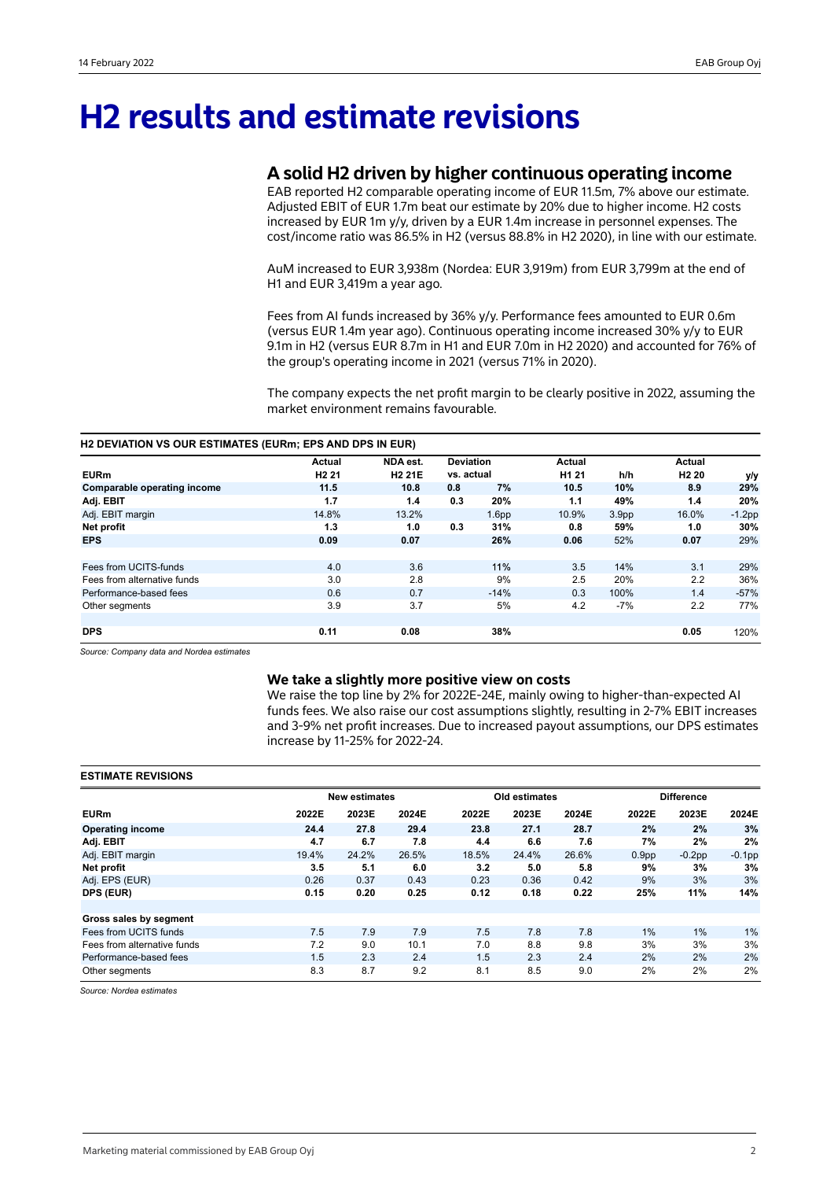# H2 results and estimate revisions

## A solid H2 driven by higher continuous operating income

EAB reported H2 comparable operating income of EUR 11.5m, 7% above our estimate. Adjusted EBIT of EUR 1.7m beat our estimate by 20% due to higher income. H2 costs increased by EUR 1m y/y, driven by a EUR 1.4m increase in personnel expenses. The cost/income ratio was 86.5% in H2 (versus 88.8% in H2 2020), in line with our estimate.

AuM increased to EUR 3,938m (Nordea: EUR 3,919m) from EUR 3,799m at the end of H1 and EUR 3,419m a year ago.

Fees from AI funds increased by 36% y/y. Performance fees amounted to EUR 0.6m (versus EUR 1.4m year ago). Continuous operating income increased 30% y/y to EUR 9.1m in H2 (versus EUR 8.7m in H1 and EUR 7.0m in H2 2020) and accounted for 76% of the group's operating income in 2021 (versus 71% in 2020).

The company expects the net profit margin to be clearly positive in 2022, assuming the market environment remains favourable.

**H2 DEVIATION VS OUR ESTIMATES (EURm; EPS AND DPS IN EUR)**

| EURm | Actual H2 21 | NDA est. H2 21E | Deviation vs. actual | | Actual H1 21 | h/h | Actual H2 20 | y/y |
|---|---|---|---|---|---|---|---|---|
| **Comparable operating income** | **11.5** | **10.8** | **0.8** | **7%** | **10.5** | **10%** | **8.9** | **29%** |
| **Adj. EBIT** | **1.7** | **1.4** | **0.3** | **20%** | **1.1** | **49%** | **1.4** | **20%** |
| Adj. EBIT margin | 14.8% | 13.2% | | 1.6pp | 10.9% | 3.9pp | 16.0% | -1.2pp |
| **Net profit** | **1.3** | **1.0** | **0.3** | **31%** | **0.8** | **59%** | **1.0** | **30%** |
| **EPS** | **0.09** | **0.07** | | **26%** | **0.06** | 52% | **0.07** | 29% |
| | | | | | | | | |
| Fees from UCITS-funds | 4.0 | 3.6 | | 11% | 3.5 | 14% | 3.1 | 29% |
| Fees from alternative funds | 3.0 | 2.8 | | 9% | 2.5 | 20% | 2.2 | 36% |
| Performance-based fees | 0.6 | 0.7 | | -14% | 0.3 | 100% | 1.4 | -57% |
| Other segments | 3.9 | 3.7 | | 5% | 4.2 | -7% | 2.2 | 77% |
| | | | | | | | | |
| **DPS** | **0.11** | **0.08** | | **38%** | | | **0.05** | 120% |

*Source: Company data and Nordea estimates*

### We take a slightly more positive view on costs

We raise the top line by 2% for 2022E-24E, mainly owing to higher-than-expected AI funds fees. We also raise our cost assumptions slightly, resulting in 2-7% EBIT increases and 3-9% net profit increases. Due to increased payout assumptions, our DPS estimates increase by 11-25% for 2022-24.

**ESTIMATE REVISIONS**

| | New estimates | | | Old estimates | | | Difference | | |
|---|---|---|---|---|---|---|---|---|---|
| **EURm** | **2022E** | **2023E** | **2024E** | **2022E** | **2023E** | **2024E** | **2022E** | **2023E** | **2024E** |
| **Operating income** | **24.4** | **27.8** | **29.4** | **23.8** | **27.1** | **28.7** | **2%** | **2%** | **3%** |
| **Adj. EBIT** | **4.7** | **6.7** | **7.8** | **4.4** | **6.6** | **7.6** | **7%** | **2%** | **2%** |
| Adj. EBIT margin | 19.4% | 24.2% | 26.5% | 18.5% | 24.4% | 26.6% | 0.9pp | -0.2pp | -0.1pp |
| **Net profit** | **3.5** | **5.1** | **6.0** | **3.2** | **5.0** | **5.8** | **9%** | **3%** | **3%** |
| Adj. EPS (EUR) | 0.26 | 0.37 | 0.43 | 0.23 | 0.36 | 0.42 | 9% | 3% | 3% |
| **DPS (EUR)** | **0.15** | **0.20** | **0.25** | **0.12** | **0.18** | **0.22** | **25%** | **11%** | **14%** |
| | | | | | | | | | |
| **Gross sales by segment** | | | | | | | | | |
| Fees from UCITS funds | 7.5 | 7.9 | 7.9 | 7.5 | 7.8 | 7.8 | 1% | 1% | 1% |
| Fees from alternative funds | 7.2 | 9.0 | 10.1 | 7.0 | 8.8 | 9.8 | 3% | 3% | 3% |
| Performance-based fees | 1.5 | 2.3 | 2.4 | 1.5 | 2.3 | 2.4 | 2% | 2% | 2% |
| Other segments | 8.3 | 8.7 | 9.2 | 8.1 | 8.5 | 9.0 | 2% | 2% | 2% |

*Source: Nordea estimates*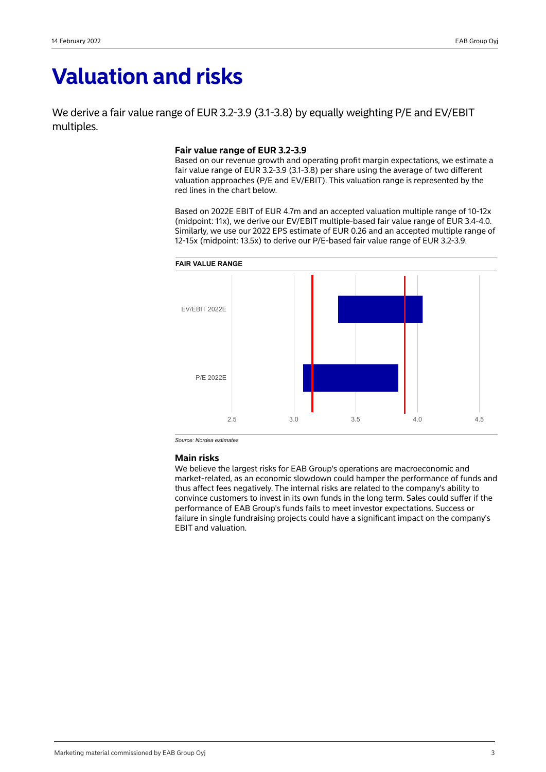# Valuation and risks

We derive a fair value range of EUR 3.2-3.9 (3.1-3.8) by equally weighting P/E and EV/EBIT multiples.

## Fair value range of EUR 3.2-3.9

Based on our revenue growth and operating profit margin expectations, we estimate a fair value range of EUR 3.2-3.9 (3.1-3.8) per share using the average of two different valuation approaches (P/E and EV/EBIT). This valuation range is represented by the red lines in the chart below.

Based on 2022E EBIT of EUR 4.7m and an accepted valuation multiple range of 10-12x (midpoint: 11x), we derive our EV/EBIT multiple-based fair value range of EUR 3.4-4.0. Similarly, we use our 2022 EPS estimate of EUR 0.26 and an accepted multiple range of 12-15x (midpoint: 13.5x) to derive our P/E-based fair value range of EUR 3.2-3.9.

**FAIR VALUE RANGE**

EV/EBIT 2022E

P/E 2022E

2.5 3.0 3.5 4.0 4.5

*Source: Nordea estimates*

## Main risks

We believe the largest risks for EAB Group's operations are macroeconomic and market-related, as an economic slowdown could hamper the performance of funds and thus affect fees negatively. The internal risks are related to the company's ability to convince customers to invest in its own funds in the long term. Sales could suffer if the performance of EAB Group's funds fails to meet investor expectations. Success or failure in single fundraising projects could have a significant impact on the company's EBIT and valuation.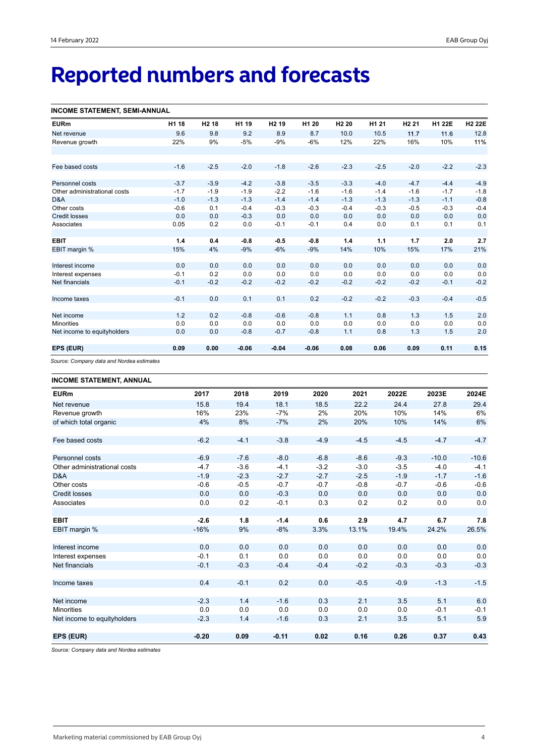# Reported numbers and forecasts

**INCOME STATEMENT, SEMI-ANNUAL**

| EURm | H1 18 | H2 18 | H1 19 | H2 19 | H1 20 | H2 20 | H1 21 | H2 21 | H1 22E | H2 22E |
|---|---|---|---|---|---|---|---|---|---|---|
| Net revenue | 9.6 | 9.8 | 9.2 | 8.9 | 8.7 | 10.0 | 10.5 | 11.7 | 11.6 | 12.8 |
| Revenue growth | 22% | 9% | -5% | -9% | -6% | 12% | 22% | 16% | 10% | 11% |
| | | | | | | | | | | |
| Fee based costs | -1.6 | -2.5 | -2.0 | -1.8 | -2.6 | -2.3 | -2.5 | -2.0 | -2.2 | -2.3 |
| | | | | | | | | | | |
| Personnel costs | -3.7 | -3.9 | -4.2 | -3.8 | -3.5 | -3.3 | -4.0 | -4.7 | -4.4 | -4.9 |
| Other administrational costs | -1.7 | -1.9 | -1.9 | -2.2 | -1.6 | -1.6 | -1.4 | -1.6 | -1.7 | -1.8 |
| D&A | -1.0 | -1.3 | -1.3 | -1.4 | -1.4 | -1.3 | -1.3 | -1.3 | -1.1 | -0.8 |
| Other costs | -0.6 | 0.1 | -0.4 | -0.3 | -0.3 | -0.4 | -0.3 | -0.5 | -0.3 | -0.4 |
| Credit losses | 0.0 | 0.0 | -0.3 | 0.0 | 0.0 | 0.0 | 0.0 | 0.0 | 0.0 | 0.0 |
| Associates | 0.05 | 0.2 | 0.0 | -0.1 | -0.1 | 0.4 | 0.0 | 0.1 | 0.1 | 0.1 |
| | | | | | | | | | | |
| **EBIT** | **1.4** | **0.4** | **-0.8** | **-0.5** | **-0.8** | **1.4** | **1.1** | **1.7** | **2.0** | **2.7** |
| EBIT margin % | 15% | 4% | -9% | -6% | -9% | 14% | 10% | 15% | 17% | 21% |
| | | | | | | | | | | |
| Interest income | 0.0 | 0.0 | 0.0 | 0.0 | 0.0 | 0.0 | 0.0 | 0.0 | 0.0 | 0.0 |
| Interest expenses | -0.1 | 0.2 | 0.0 | 0.0 | 0.0 | 0.0 | 0.0 | 0.0 | 0.0 | 0.0 |
| Net financials | -0.1 | -0.2 | -0.2 | -0.2 | -0.2 | -0.2 | -0.2 | -0.2 | -0.1 | -0.2 |
| | | | | | | | | | | |
| Income taxes | -0.1 | 0.0 | 0.1 | 0.1 | 0.2 | -0.2 | -0.2 | -0.3 | -0.4 | -0.5 |
| | | | | | | | | | | |
| Net income | 1.2 | 0.2 | -0.8 | -0.6 | -0.8 | 1.1 | 0.8 | 1.3 | 1.5 | 2.0 |
| Minorities | 0.0 | 0.0 | 0.0 | 0.0 | 0.0 | 0.0 | 0.0 | 0.0 | 0.0 | 0.0 |
| Net income to equityholders | 0.0 | 0.0 | -0.8 | -0.7 | -0.8 | 1.1 | 0.8 | 1.3 | 1.5 | 2.0 |
| | | | | | | | | | | |
| **EPS (EUR)** | **0.09** | **0.00** | **-0.06** | **-0.04** | **-0.06** | **0.08** | **0.06** | **0.09** | **0.11** | **0.15** |

*Source: Company data and Nordea estimates*

**INCOME STATEMENT, ANNUAL**

| EURm | 2017 | 2018 | 2019 | 2020 | 2021 | 2022E | 2023E | 2024E |
|---|---|---|---|---|---|---|---|---|
| Net revenue | 15.8 | 19.4 | 18.1 | 18.5 | 22.2 | 24.4 | 27.8 | 29.4 |
| Revenue growth | 16% | 23% | -7% | 2% | 20% | 10% | 14% | 6% |
| of which total organic | 4% | 8% | -7% | 2% | 20% | 10% | 14% | 6% |
| | | | | | | | | |
| Fee based costs | -6.2 | -4.1 | -3.8 | -4.9 | -4.5 | -4.5 | -4.7 | -4.7 |
| | | | | | | | | |
| Personnel costs | -6.9 | -7.6 | -8.0 | -6.8 | -8.6 | -9.3 | -10.0 | -10.6 |
| Other administrational costs | -4.7 | -3.6 | -4.1 | -3.2 | -3.0 | -3.5 | -4.0 | -4.1 |
| D&A | -1.9 | -2.3 | -2.7 | -2.7 | -2.5 | -1.9 | -1.7 | -1.6 |
| Other costs | -0.6 | -0.5 | -0.7 | -0.7 | -0.8 | -0.7 | -0.6 | -0.6 |
| Credit losses | 0.0 | 0.0 | -0.3 | 0.0 | 0.0 | 0.0 | 0.0 | 0.0 |
| Associates | 0.0 | 0.2 | -0.1 | 0.3 | 0.2 | 0.2 | 0.0 | 0.0 |
| | | | | | | | | |
| **EBIT** | **-2.6** | **1.8** | **-1.4** | **0.6** | **2.9** | **4.7** | **6.7** | **7.8** |
| EBIT margin % | -16% | 9% | -8% | 3.3% | 13.1% | 19.4% | 24.2% | 26.5% |
| | | | | | | | | |
| Interest income | 0.0 | 0.0 | 0.0 | 0.0 | 0.0 | 0.0 | 0.0 | 0.0 |
| Interest expenses | -0.1 | 0.1 | 0.0 | 0.0 | 0.0 | 0.0 | 0.0 | 0.0 |
| Net financials | -0.1 | -0.3 | -0.4 | -0.4 | -0.2 | -0.3 | -0.3 | -0.3 |
| | | | | | | | | |
| Income taxes | 0.4 | -0.1 | 0.2 | 0.0 | -0.5 | -0.9 | -1.3 | -1.5 |
| | | | | | | | | |
| Net income | -2.3 | 1.4 | -1.6 | 0.3 | 2.1 | 3.5 | 5.1 | 6.0 |
| Minorities | 0.0 | 0.0 | 0.0 | 0.0 | 0.0 | 0.0 | -0.1 | -0.1 |
| Net income to equityholders | -2.3 | 1.4 | -1.6 | 0.3 | 2.1 | 3.5 | 5.1 | 5.9 |
| | | | | | | | | |
| **EPS (EUR)** | **-0.20** | **0.09** | **-0.11** | **0.02** | **0.16** | **0.26** | **0.37** | **0.43** |

*Source: Company data and Nordea estimates*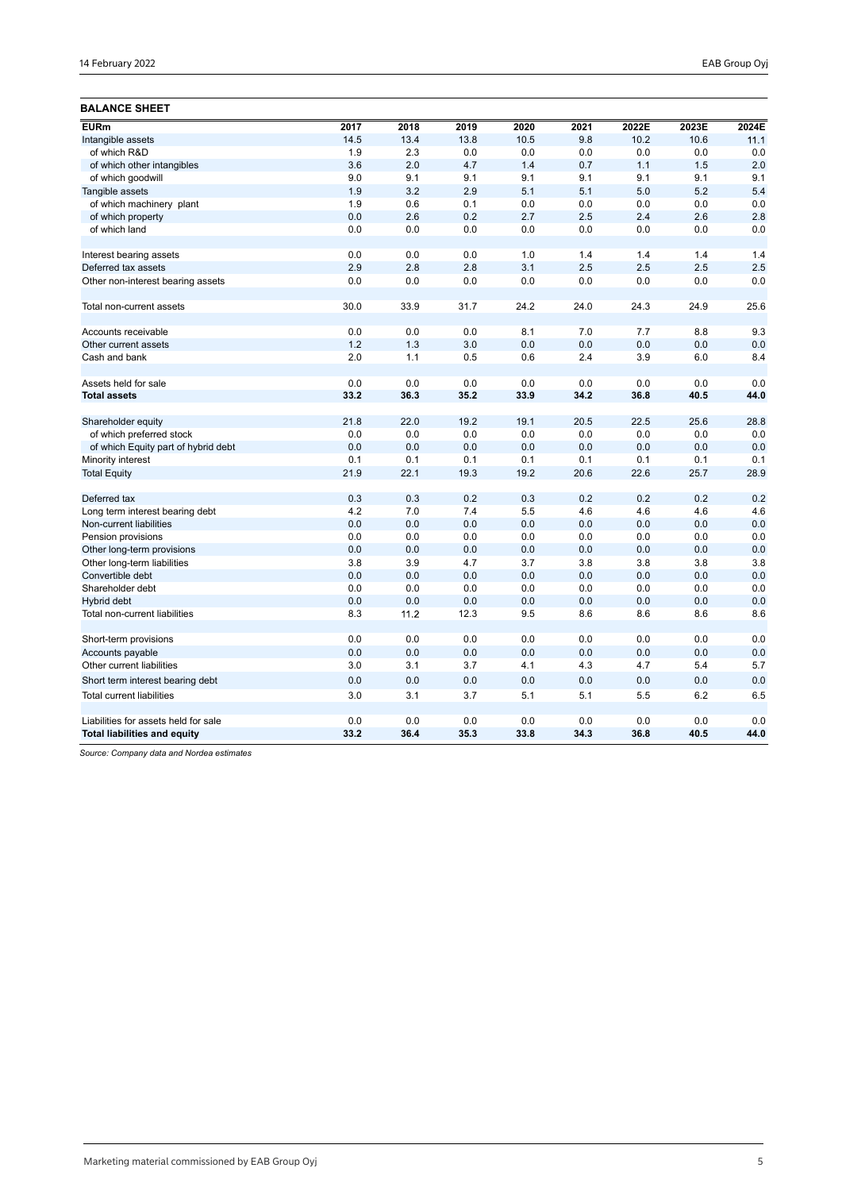## BALANCE SHEET

| EURm | 2017 | 2018 | 2019 | 2020 | 2021 | 2022E | 2023E | 2024E |
|---|---|---|---|---|---|---|---|---|
| Intangible assets | 14.5 | 13.4 | 13.8 | 10.5 | 9.8 | 10.2 | 10.6 | 11.1 |
| of which R&D | 1.9 | 2.3 | 0.0 | 0.0 | 0.0 | 0.0 | 0.0 | 0.0 |
| of which other intangibles | 3.6 | 2.0 | 4.7 | 1.4 | 0.7 | 1.1 | 1.5 | 2.0 |
| of which goodwill | 9.0 | 9.1 | 9.1 | 9.1 | 9.1 | 9.1 | 9.1 | 9.1 |
| Tangible assets | 1.9 | 3.2 | 2.9 | 5.1 | 5.1 | 5.0 | 5.2 | 5.4 |
| of which machinery plant | 1.9 | 0.6 | 0.1 | 0.0 | 0.0 | 0.0 | 0.0 | 0.0 |
| of which property | 0.0 | 2.6 | 0.2 | 2.7 | 2.5 | 2.4 | 2.6 | 2.8 |
| of which land | 0.0 | 0.0 | 0.0 | 0.0 | 0.0 | 0.0 | 0.0 | 0.0 |
| | | | | | | | | |
| Interest bearing assets | 0.0 | 0.0 | 0.0 | 1.0 | 1.4 | 1.4 | 1.4 | 1.4 |
| Deferred tax assets | 2.9 | 2.8 | 2.8 | 3.1 | 2.5 | 2.5 | 2.5 | 2.5 |
| Other non-interest bearing assets | 0.0 | 0.0 | 0.0 | 0.0 | 0.0 | 0.0 | 0.0 | 0.0 |
| | | | | | | | | |
| Total non-current assets | 30.0 | 33.9 | 31.7 | 24.2 | 24.0 | 24.3 | 24.9 | 25.6 |
| | | | | | | | | |
| Accounts receivable | 0.0 | 0.0 | 0.0 | 8.1 | 7.0 | 7.7 | 8.8 | 9.3 |
| Other current assets | 1.2 | 1.3 | 3.0 | 0.0 | 0.0 | 0.0 | 0.0 | 0.0 |
| Cash and bank | 2.0 | 1.1 | 0.5 | 0.6 | 2.4 | 3.9 | 6.0 | 8.4 |
| | | | | | | | | |
| Assets held for sale | 0.0 | 0.0 | 0.0 | 0.0 | 0.0 | 0.0 | 0.0 | 0.0 |
| **Total assets** | **33.2** | **36.3** | **35.2** | **33.9** | **34.2** | **36.8** | **40.5** | **44.0** |
| | | | | | | | | |
| Shareholder equity | 21.8 | 22.0 | 19.2 | 19.1 | 20.5 | 22.5 | 25.6 | 28.8 |
| of which preferred stock | 0.0 | 0.0 | 0.0 | 0.0 | 0.0 | 0.0 | 0.0 | 0.0 |
| of which Equity part of hybrid debt | 0.0 | 0.0 | 0.0 | 0.0 | 0.0 | 0.0 | 0.0 | 0.0 |
| Minority interest | 0.1 | 0.1 | 0.1 | 0.1 | 0.1 | 0.1 | 0.1 | 0.1 |
| Total Equity | 21.9 | 22.1 | 19.3 | 19.2 | 20.6 | 22.6 | 25.7 | 28.9 |
| | | | | | | | | |
| Deferred tax | 0.3 | 0.3 | 0.2 | 0.3 | 0.2 | 0.2 | 0.2 | 0.2 |
| Long term interest bearing debt | 4.2 | 7.0 | 7.4 | 5.5 | 4.6 | 4.6 | 4.6 | 4.6 |
| Non-current liabilities | 0.0 | 0.0 | 0.0 | 0.0 | 0.0 | 0.0 | 0.0 | 0.0 |
| Pension provisions | 0.0 | 0.0 | 0.0 | 0.0 | 0.0 | 0.0 | 0.0 | 0.0 |
| Other long-term provisions | 0.0 | 0.0 | 0.0 | 0.0 | 0.0 | 0.0 | 0.0 | 0.0 |
| Other long-term liabilities | 3.8 | 3.9 | 4.7 | 3.7 | 3.8 | 3.8 | 3.8 | 3.8 |
| Convertible debt | 0.0 | 0.0 | 0.0 | 0.0 | 0.0 | 0.0 | 0.0 | 0.0 |
| Shareholder debt | 0.0 | 0.0 | 0.0 | 0.0 | 0.0 | 0.0 | 0.0 | 0.0 |
| Hybrid debt | 0.0 | 0.0 | 0.0 | 0.0 | 0.0 | 0.0 | 0.0 | 0.0 |
| Total non-current liabilities | 8.3 | 11.2 | 12.3 | 9.5 | 8.6 | 8.6 | 8.6 | 8.6 |
| | | | | | | | | |
| Short-term provisions | 0.0 | 0.0 | 0.0 | 0.0 | 0.0 | 0.0 | 0.0 | 0.0 |
| Accounts payable | 0.0 | 0.0 | 0.0 | 0.0 | 0.0 | 0.0 | 0.0 | 0.0 |
| Other current liabilities | 3.0 | 3.1 | 3.7 | 4.1 | 4.3 | 4.7 | 5.4 | 5.7 |
| Short term interest bearing debt | 0.0 | 0.0 | 0.0 | 0.0 | 0.0 | 0.0 | 0.0 | 0.0 |
| Total current liabilities | 3.0 | 3.1 | 3.7 | 5.1 | 5.1 | 5.5 | 6.2 | 6.5 |
| | | | | | | | | |
| Liabilities for assets held for sale | 0.0 | 0.0 | 0.0 | 0.0 | 0.0 | 0.0 | 0.0 | 0.0 |
| **Total liabilities and equity** | **33.2** | **36.4** | **35.3** | **33.8** | **34.3** | **36.8** | **40.5** | **44.0** |

*Source: Company data and Nordea estimates*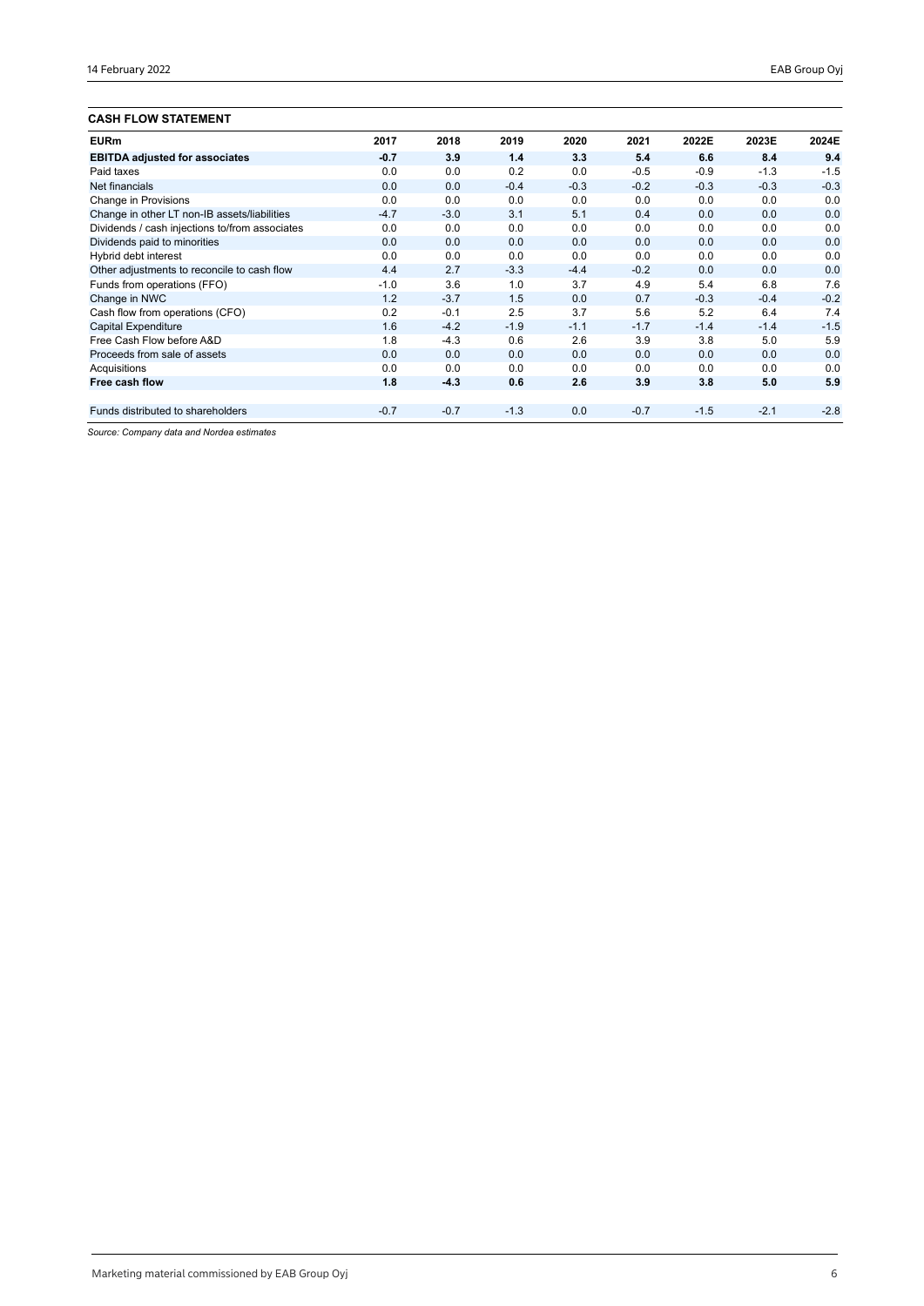## CASH FLOW STATEMENT

| EURm | 2017 | 2018 | 2019 | 2020 | 2021 | 2022E | 2023E | 2024E |
|---|---|---|---|---|---|---|---|---|
| **EBITDA adjusted for associates** | **-0.7** | **3.9** | **1.4** | **3.3** | **5.4** | **6.6** | **8.4** | **9.4** |
| Paid taxes | 0.0 | 0.0 | 0.2 | 0.0 | -0.5 | -0.9 | -1.3 | -1.5 |
| Net financials | 0.0 | 0.0 | -0.4 | -0.3 | -0.2 | -0.3 | -0.3 | -0.3 |
| Change in Provisions | 0.0 | 0.0 | 0.0 | 0.0 | 0.0 | 0.0 | 0.0 | 0.0 |
| Change in other LT non-IB assets/liabilities | -4.7 | -3.0 | 3.1 | 5.1 | 0.4 | 0.0 | 0.0 | 0.0 |
| Dividends / cash injections to/from associates | 0.0 | 0.0 | 0.0 | 0.0 | 0.0 | 0.0 | 0.0 | 0.0 |
| Dividends paid to minorities | 0.0 | 0.0 | 0.0 | 0.0 | 0.0 | 0.0 | 0.0 | 0.0 |
| Hybrid debt interest | 0.0 | 0.0 | 0.0 | 0.0 | 0.0 | 0.0 | 0.0 | 0.0 |
| Other adjustments to reconcile to cash flow | 4.4 | 2.7 | -3.3 | -4.4 | -0.2 | 0.0 | 0.0 | 0.0 |
| Funds from operations (FFO) | -1.0 | 3.6 | 1.0 | 3.7 | 4.9 | 5.4 | 6.8 | 7.6 |
| Change in NWC | 1.2 | -3.7 | 1.5 | 0.0 | 0.7 | -0.3 | -0.4 | -0.2 |
| Cash flow from operations (CFO) | 0.2 | -0.1 | 2.5 | 3.7 | 5.6 | 5.2 | 6.4 | 7.4 |
| Capital Expenditure | 1.6 | -4.2 | -1.9 | -1.1 | -1.7 | -1.4 | -1.4 | -1.5 |
| Free Cash Flow before A&D | 1.8 | -4.3 | 0.6 | 2.6 | 3.9 | 3.8 | 5.0 | 5.9 |
| Proceeds from sale of assets | 0.0 | 0.0 | 0.0 | 0.0 | 0.0 | 0.0 | 0.0 | 0.0 |
| Acquisitions | 0.0 | 0.0 | 0.0 | 0.0 | 0.0 | 0.0 | 0.0 | 0.0 |
| **Free cash flow** | **1.8** | **-4.3** | **0.6** | **2.6** | **3.9** | **3.8** | **5.0** | **5.9** |
| | | | | | | | | |
| Funds distributed to shareholders | -0.7 | -0.7 | -1.3 | 0.0 | -0.7 | -1.5 | -2.1 | -2.8 |

*Source: Company data and Nordea estimates*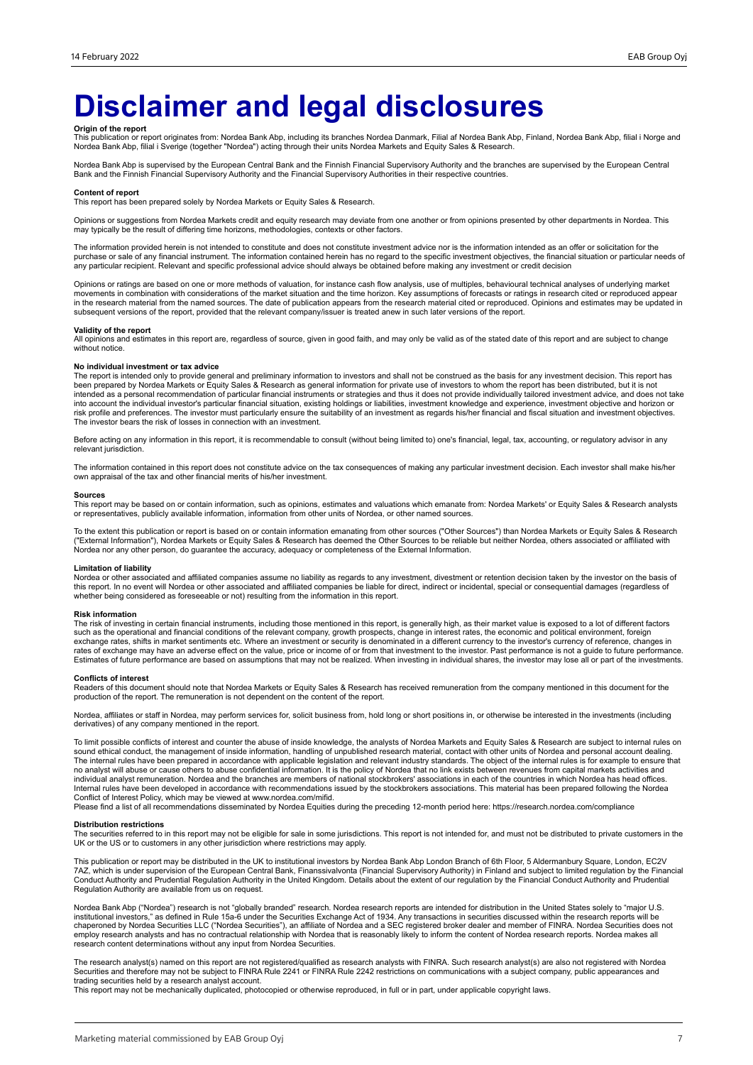# Disclaimer and legal disclosures

**Origin of the report**
This publication or report originates from: Nordea Bank Abp, including its branches Nordea Danmark, Filial af Nordea Bank Abp, Finland, Nordea Bank Abp, filial i Norge and Nordea Bank Abp, filial i Sverige (together "Nordea") acting through their units Nordea Markets and Equity Sales & Research.

Nordea Bank Abp is supervised by the European Central Bank and the Finnish Financial Supervisory Authority and the branches are supervised by the European Central Bank and the Finnish Financial Supervisory Authority and the Financial Supervisory Authorities in their respective countries.

**Content of report**
This report has been prepared solely by Nordea Markets or Equity Sales & Research.

Opinions or suggestions from Nordea Markets credit and equity research may deviate from one another or from opinions presented by other departments in Nordea. This may typically be the result of differing time horizons, methodologies, contexts or other factors.

The information provided herein is not intended to constitute and does not constitute investment advice nor is the information intended as an offer or solicitation for the purchase or sale of any financial instrument. The information contained herein has no regard to the specific investment objectives, the financial situation or particular needs of any particular recipient. Relevant and specific professional advice should always be obtained before making any investment or credit decision

Opinions or ratings are based on one or more methods of valuation, for instance cash flow analysis, use of multiples, behavioural technical analyses of underlying market movements in combination with considerations of the market situation and the time horizon. Key assumptions of forecasts or ratings in research cited or reproduced appear in the research material from the named sources. The date of publication appears from the research material cited or reproduced. Opinions and estimates may be updated in subsequent versions of the report, provided that the relevant company/issuer is treated anew in such later versions of the report.

**Validity of the report**
All opinions and estimates in this report are, regardless of source, given in good faith, and may only be valid as of the stated date of this report and are subject to change without notice.

**No individual investment or tax advice**
The report is intended only to provide general and preliminary information to investors and shall not be construed as the basis for any investment decision. This report has been prepared by Nordea Markets or Equity Sales & Research as general information for private use of investors to whom the report has been distributed, but it is not intended as a personal recommendation of particular financial instruments or strategies and thus it does not provide individually tailored investment advice, and does not take into account the individual investor's particular financial situation, existing holdings or liabilities, investment knowledge and experience, investment objective and horizon or risk profile and preferences. The investor must particularly ensure the suitability of an investment as regards his/her financial and fiscal situation and investment objectives. The investor bears the risk of losses in connection with an investment.

Before acting on any information in this report, it is recommendable to consult (without being limited to) one's financial, legal, tax, accounting, or regulatory advisor in any relevant jurisdiction.

The information contained in this report does not constitute advice on the tax consequences of making any particular investment decision. Each investor shall make his/her own appraisal of the tax and other financial merits of his/her investment.

**Sources**
This report may be based on or contain information, such as opinions, estimates and valuations which emanate from: Nordea Markets' or Equity Sales & Research analysts or representatives, publicly available information, information from other units of Nordea, or other named sources.

To the extent this publication or report is based on or contain information emanating from other sources ("Other Sources") than Nordea Markets or Equity Sales & Research ("External Information"), Nordea Markets or Equity Sales & Research has deemed the Other Sources to be reliable but neither Nordea, others associated or affiliated with Nordea nor any other person, do guarantee the accuracy, adequacy or completeness of the External Information.

**Limitation of liability**
Nordea or other associated and affiliated companies assume no liability as regards to any investment, divestment or retention decision taken by the investor on the basis of this report. In no event will Nordea or other associated and affiliated companies be liable for direct, indirect or incidental, special or consequential damages (regardless of whether being considered as foreseeable or not) resulting from the information in this report.

**Risk information**
The risk of investing in certain financial instruments, including those mentioned in this report, is generally high, as their market value is exposed to a lot of different factors such as the operational and financial conditions of the relevant company, growth prospects, change in interest rates, the economic and political environment, foreign exchange rates, shifts in market sentiments etc. Where an investment or security is denominated in a different currency to the investor's currency of reference, changes in rates of exchange may have an adverse effect on the value, price or income of or from that investment to the investor. Past performance is not a guide to future performance. Estimates of future performance are based on assumptions that may not be realized. When investing in individual shares, the investor may lose all or part of the investments.

**Conflicts of interest**
Readers of this document should note that Nordea Markets or Equity Sales & Research has received remuneration from the company mentioned in this document for the production of the report. The remuneration is not dependent on the content of the report.

Nordea, affiliates or staff in Nordea, may perform services for, solicit business from, hold long or short positions in, or otherwise be interested in the investments (including derivatives) of any company mentioned in the report.

To limit possible conflicts of interest and counter the abuse of inside knowledge, the analysts of Nordea Markets and Equity Sales & Research are subject to internal rules on sound ethical conduct, the management of inside information, handling of unpublished research material, contact with other units of Nordea and personal account dealing. The internal rules have been prepared in accordance with applicable legislation and relevant industry standards. The object of the internal rules is for example to ensure that no analyst will abuse or cause others to abuse confidential information. It is the policy of Nordea that no link exists between revenues from capital markets activities and individual analyst remuneration. Nordea and the branches are members of national stockbrokers' associations in each of the countries in which Nordea has head offices. Internal rules have been developed in accordance with recommendations issued by the stockbrokers associations. This material has been prepared following the Nordea Conflict of Interest Policy, which may be viewed at www.nordea.com/mifid.
Please find a list of all recommendations disseminated by Nordea Equities during the preceding 12-month period here: https://research.nordea.com/compliance

**Distribution restrictions**
The securities referred to in this report may not be eligible for sale in some jurisdictions. This report is not intended for, and must not be distributed to private customers in the UK or the US or to customers in any other jurisdiction where restrictions may apply.

This publication or report may be distributed in the UK to institutional investors by Nordea Bank Abp London Branch of 6th Floor, 5 Aldermanbury Square, London, EC2V 7AZ, which is under supervision of the European Central Bank, Finanssivalvonta (Financial Supervisory Authority) in Finland and subject to limited regulation by the Financial Conduct Authority and Prudential Regulation Authority in the United Kingdom. Details about the extent of our regulation by the Financial Conduct Authority and Prudential Regulation Authority are available from us on request.

Nordea Bank Abp ("Nordea") research is not "globally branded" research. Nordea research reports are intended for distribution in the United States solely to "major U.S. institutional investors," as defined in Rule 15a-6 under the Securities Exchange Act of 1934. Any transactions in securities discussed within the research reports will be chaperoned by Nordea Securities LLC ("Nordea Securities"), an affiliate of Nordea and a SEC registered broker dealer and member of FINRA. Nordea Securities does not employ research analysts and has no contractual relationship with Nordea that is reasonably likely to inform the content of Nordea research reports. Nordea makes all research content determinations without any input from Nordea Securities.

The research analyst(s) named on this report are not registered/qualified as research analysts with FINRA. Such research analyst(s) are also not registered with Nordea Securities and therefore may not be subject to FINRA Rule 2241 or FINRA Rule 2242 restrictions on communications with a subject company, public appearances and trading securities held by a research analyst account.
This report may not be mechanically duplicated, photocopied or otherwise reproduced, in full or in part, under applicable copyright laws.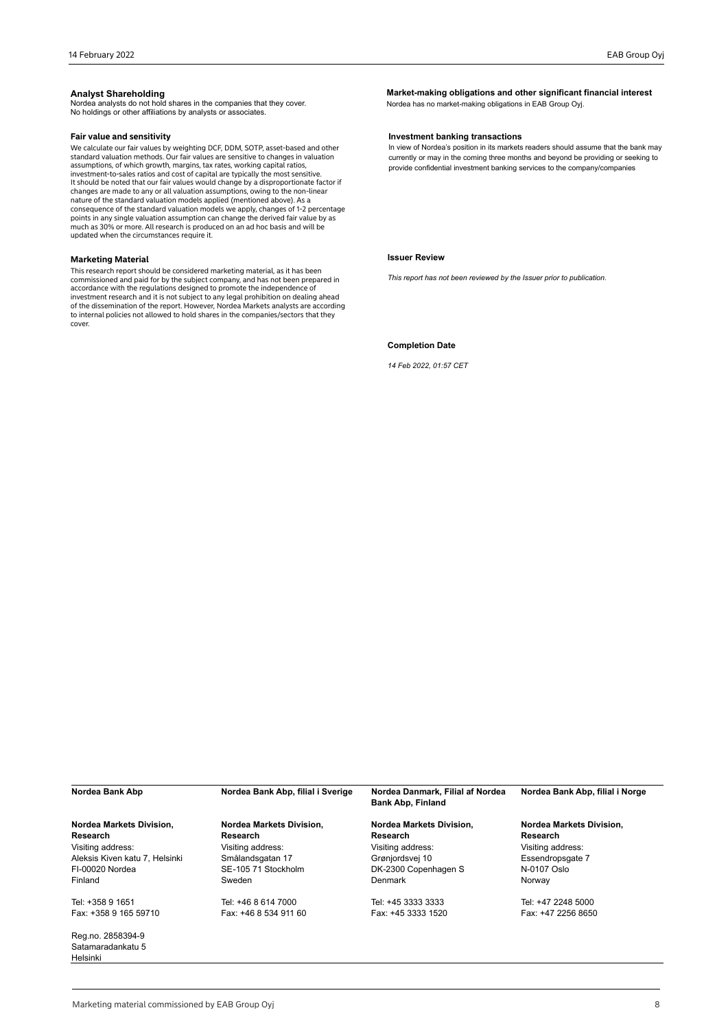### Analyst Shareholding

Nordea analysts do not hold shares in the companies that they cover.
No holdings or other affiliations by analysts or associates.

### Fair value and sensitivity

We calculate our fair values by weighting DCF, DDM, SOTP, asset-based and other standard valuation methods. Our fair values are sensitive to changes in valuation assumptions, of which growth, margins, tax rates, working capital ratios, investment-to-sales ratios and cost of capital are typically the most sensitive. It should be noted that our fair values would change by a disproportionate factor if changes are made to any or all valuation assumptions, owing to the non-linear nature of the standard valuation models applied (mentioned above). As a consequence of the standard valuation models we apply, changes of 1-2 percentage points in any single valuation assumption can change the derived fair value by as much as 30% or more. All research is produced on an ad hoc basis and will be updated when the circumstances require it.

### Marketing Material

This research report should be considered marketing material, as it has been commissioned and paid for by the subject company, and has not been prepared in accordance with the regulations designed to promote the independence of investment research and it is not subject to any legal prohibition on dealing ahead of the dissemination of the report. However, Nordea Markets analysts are according to internal policies not allowed to hold shares in the companies/sectors that they cover.

### Market-making obligations and other significant financial interest

Nordea has no market-making obligations in EAB Group Oyj.

### Investment banking transactions

In view of Nordea's position in its markets readers should assume that the bank may currently or may in the coming three months and beyond be providing or seeking to provide confidential investment banking services to the company/companies

### Issuer Review

*This report has not been reviewed by the Issuer prior to publication.*

### Completion Date

*14 Feb 2022, 01:57 CET*

---

**Nordea Bank Abp**

**Nordea Markets Division, Research**
Visiting address:
Aleksis Kiven katu 7, Helsinki
FI-00020 Nordea
Finland

Tel: +358 9 1651
Fax: +358 9 165 59710

Reg.no. 2858394-9
Satamaradankatu 5
Helsinki

**Nordea Bank Abp, filial i Sverige**

**Nordea Markets Division, Research**
Visiting address:
Smålandsgatan 17
SE-105 71 Stockholm
Sweden

Tel: +46 8 614 7000
Fax: +46 8 534 911 60

**Nordea Danmark, Filial af Nordea Bank Abp, Finland**

**Nordea Markets Division, Research**
Visiting address:
Grønjordsvej 10
DK-2300 Copenhagen S
Denmark

Tel: +45 3333 3333
Fax: +45 3333 1520

**Nordea Bank Abp, filial i Norge**

**Nordea Markets Division, Research**
Visiting address:
Essendropsgate 7
N-0107 Oslo
Norway

Tel: +47 2248 5000
Fax: +47 2256 8650